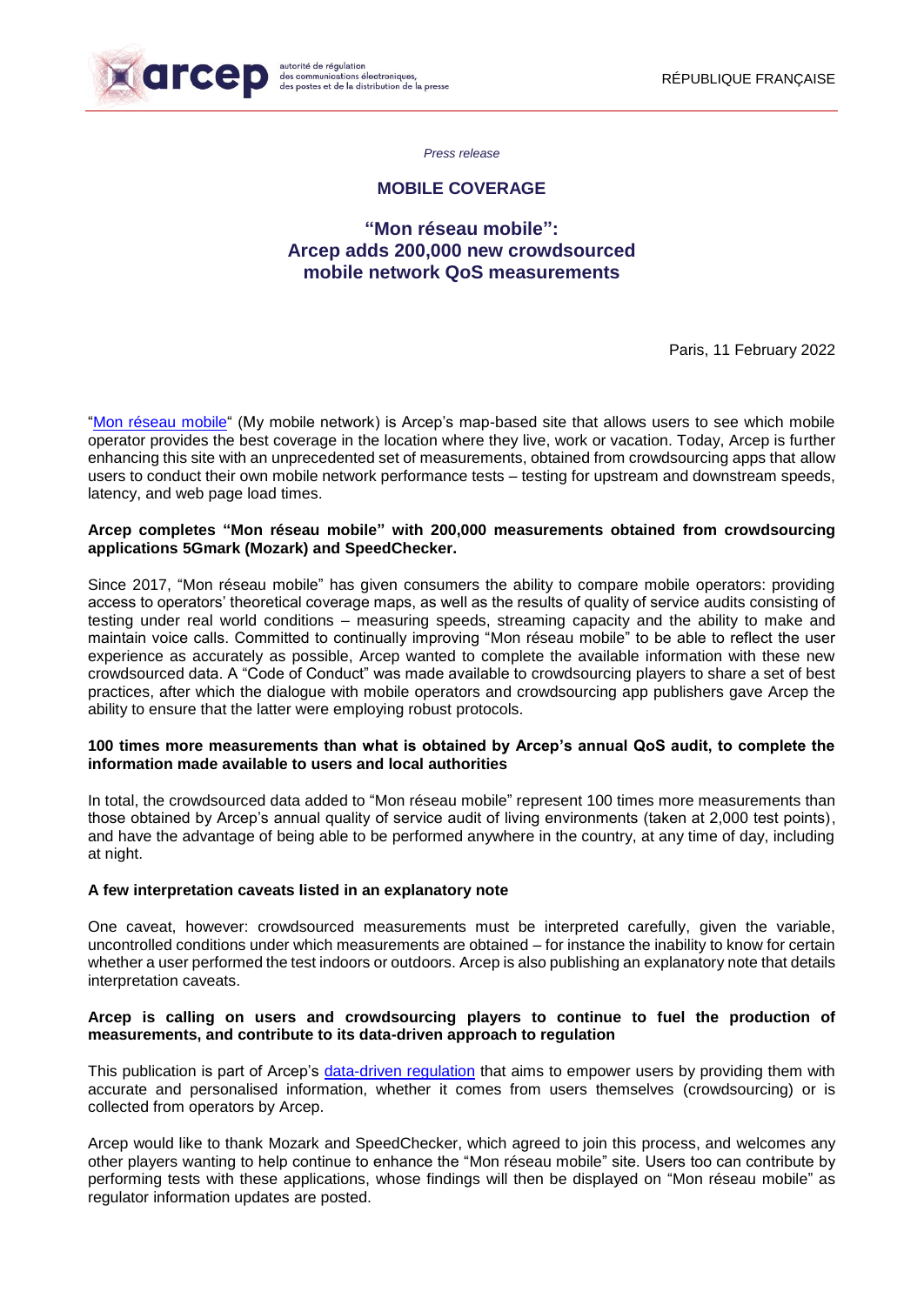arcep — autorité de régulation des communications électroniques, des postes et de la distribution de la presse

RÉPUBLIQUE FRANÇAISE

*Press release*

**MOBILE COVERAGE**

# "Mon réseau mobile": Arcep adds 200,000 new crowdsourced mobile network QoS measurements

Paris, 11 February 2022

"Mon réseau mobile" (My mobile network) is Arcep's map-based site that allows users to see which mobile operator provides the best coverage in the location where they live, work or vacation. Today, Arcep is further enhancing this site with an unprecedented set of measurements, obtained from crowdsourcing apps that allow users to conduct their own mobile network performance tests – testing for upstream and downstream speeds, latency, and web page load times.

**Arcep completes "Mon réseau mobile" with 200,000 measurements obtained from crowdsourcing applications 5Gmark (Mozark) and SpeedChecker.**

Since 2017, "Mon réseau mobile" has given consumers the ability to compare mobile operators: providing access to operators' theoretical coverage maps, as well as the results of quality of service audits consisting of testing under real world conditions – measuring speeds, streaming capacity and the ability to make and maintain voice calls. Committed to continually improving "Mon réseau mobile" to be able to reflect the user experience as accurately as possible, Arcep wanted to complete the available information with these new crowdsourced data. A "Code of Conduct" was made available to crowdsourcing players to share a set of best practices, after which the dialogue with mobile operators and crowdsourcing app publishers gave Arcep the ability to ensure that the latter were employing robust protocols.

**100 times more measurements than what is obtained by Arcep's annual QoS audit, to complete the information made available to users and local authorities**

In total, the crowdsourced data added to "Mon réseau mobile" represent 100 times more measurements than those obtained by Arcep's annual quality of service audit of living environments (taken at 2,000 test points), and have the advantage of being able to be performed anywhere in the country, at any time of day, including at night.

**A few interpretation caveats listed in an explanatory note**

One caveat, however: crowdsourced measurements must be interpreted carefully, given the variable, uncontrolled conditions under which measurements are obtained – for instance the inability to know for certain whether a user performed the test indoors or outdoors. Arcep is also publishing an explanatory note that details interpretation caveats.

**Arcep is calling on users and crowdsourcing players to continue to fuel the production of measurements, and contribute to its data-driven approach to regulation**

This publication is part of Arcep's data-driven regulation that aims to empower users by providing them with accurate and personalised information, whether it comes from users themselves (crowdsourcing) or is collected from operators by Arcep.

Arcep would like to thank Mozark and SpeedChecker, which agreed to join this process, and welcomes any other players wanting to help continue to enhance the "Mon réseau mobile" site. Users too can contribute by performing tests with these applications, whose findings will then be displayed on "Mon réseau mobile" as regulator information updates are posted.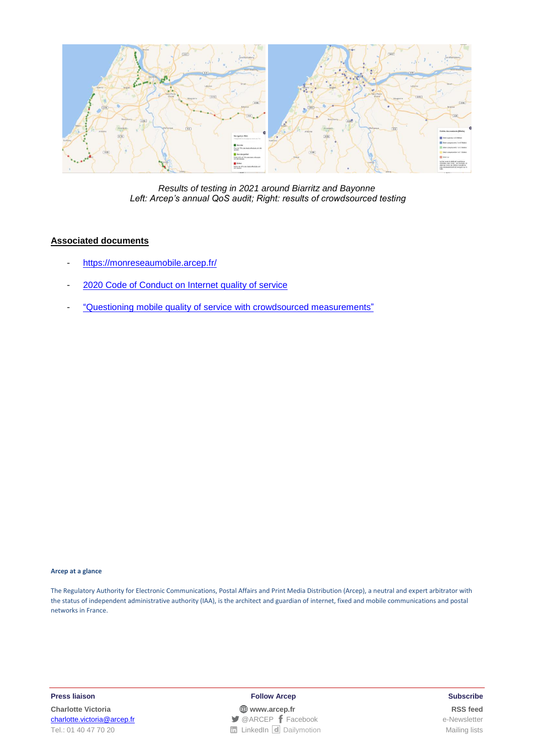*Results of testing in 2021 around Biarritz and Bayonne*
*Left: Arcep's annual QoS audit; Right: results of crowdsourced testing*

## Associated documents

- https://monreseaumobile.arcep.fr/
- 2020 Code of Conduct on Internet quality of service
- "Questioning mobile quality of service with crowdsourced measurements"

**Arcep at a glance**

The Regulatory Authority for Electronic Communications, Postal Affairs and Print Media Distribution (Arcep), a neutral and expert arbitrator with the status of independent administrative authority (IAA), is the architect and guardian of internet, fixed and mobile communications and postal networks in France.

**Press liaison**

**Charlotte Victoria**
charlotte.victoria@arcep.fr
Tel.: 01 40 47 70 20

**Follow Arcep**

**www.arcep.fr**
@ARCEP Facebook
LinkedIn Dailymotion

**Subscribe**

**RSS feed**
e-Newsletter
Mailing lists